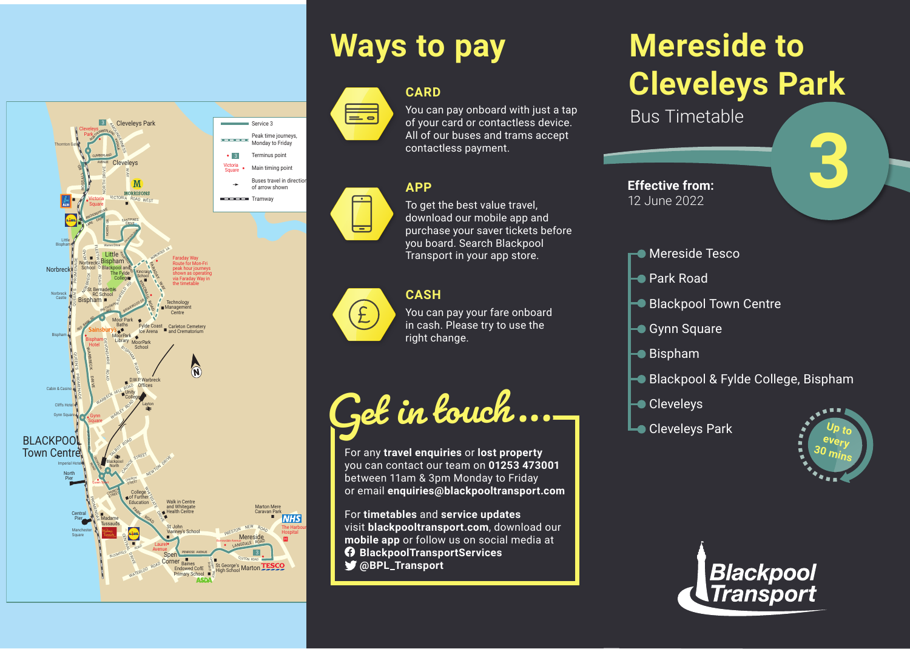# Mereside to Cleveleys Park

Bus Timetable

3

**Effective from:**
12 June 2022

- Mereside Tesco
- Park Road
- Blackpool Town Centre
- Gynn Square
- Bispham
- Blackpool & Fylde College, Bispham
- Cleveleys
- Cleveleys Park

Up to every 30 mins

## Ways to pay

### CARD

You can pay onboard with just a tap of your card or contactless device. All of our buses and trams accept contactless payment.

### APP

To get the best value travel, download our mobile app and purchase your saver tickets before you board. Search Blackpool Transport in your app store.

### CASH

You can pay your fare onboard in cash. Please try to use the right change.

## Get in touch...

For any **travel enquiries** or **lost property** you can contact our team on **01253 473001** between 11am & 3pm Monday to Friday or email **enquiries@blackpooltransport.com**

For **timetables** and **service updates** visit **blackpooltransport.com**, download our **mobile app** or follow us on social media at
**BlackpoolTransportServices**
**@BPL_Transport**

Blackpool Transport

Service 3
Peak time journeys, Monday to Friday
Terminus point
Main timing point
Buses travel in direction of arrow shown
Tramway

Faraday Way Route for Mon-Fri peak hour journeys shown as operating via Faraday Way in the timetable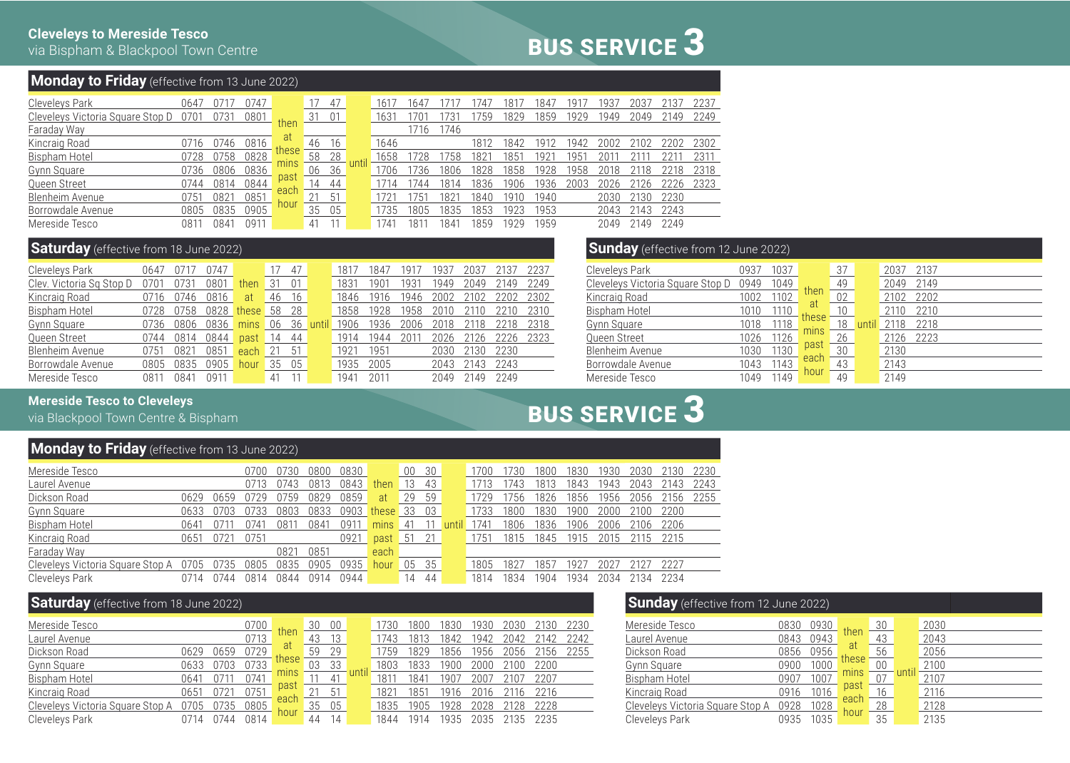## Cleveleys to Mereside Tesco
via Bispham & Blackpool Town Centre

# BUS SERVICE 3

### Monday to Friday (effective from 13 June 2022)

| | | | | | | | | | | | | | | | | | | | | |
|---|---|---|---|---|---|---|---|---|---|---|---|---|---|---|---|---|---|---|---|---|
| Cleveleys Park | 0647 | 0717 | 0747 | then at these mins past each hour | 17 | 47 | until | 1617 | 1647 | 1717 | 1747 | 1817 | 1847 | 1917 | 1937 | 2037 | 2137 | 2237 |
| Cleveleys Victoria Square Stop D | 0701 | 0731 | 0801 | | 31 | 01 | | 1631 | 1701 | 1731 | 1759 | 1829 | 1859 | 1929 | 1949 | 2049 | 2149 | 2249 |
| Faraday Way | | | | | | | | | 1716 | 1746 | | | | | | | | |
| Kincraig Road | 0716 | 0746 | 0816 | | 46 | 16 | | 1646 | | | 1812 | 1842 | 1912 | 1942 | 2002 | 2102 | 2202 | 2302 |
| Bispham Hotel | 0728 | 0758 | 0828 | | 58 | 28 | | 1658 | 1728 | 1758 | 1821 | 1851 | 1921 | 1951 | 2011 | 2111 | 2211 | 2311 |
| Gynn Square | 0736 | 0806 | 0836 | | 06 | 36 | | 1706 | 1736 | 1806 | 1828 | 1858 | 1928 | 1958 | 2018 | 2118 | 2218 | 2318 |
| Queen Street | 0744 | 0814 | 0844 | | 14 | 44 | | 1714 | 1744 | 1814 | 1836 | 1906 | 1936 | 2003 | 2026 | 2126 | 2226 | 2323 |
| Blenheim Avenue | 0751 | 0821 | 0851 | | 21 | 51 | | 1721 | 1751 | 1821 | 1840 | 1910 | 1940 | | 2030 | 2130 | 2230 | |
| Borrowdale Avenue | 0805 | 0835 | 0905 | | 35 | 05 | | 1735 | 1805 | 1835 | 1853 | 1923 | 1953 | | 2043 | 2143 | 2243 | |
| Mereside Tesco | 0811 | 0841 | 0911 | | 41 | 11 | | 1741 | 1811 | 1841 | 1859 | 1929 | 1959 | | 2049 | 2149 | 2249 | |

### Saturday (effective from 18 June 2022)

| | | | | | | | | | | | | | | | |
|---|---|---|---|---|---|---|---|---|---|---|---|---|---|---|---|
| Cleveleys Park | 0647 | 0717 | 0747 | then at these mins past each hour | 17 | 47 | until | 1817 | 1847 | 1917 | 1937 | 2037 | 2137 | 2237 |
| Clev. Victoria Sq Stop D | 0701 | 0731 | 0801 | | 31 | 01 | | 1831 | 1901 | 1931 | 1949 | 2049 | 2149 | 2249 |
| Kincraig Road | 0716 | 0746 | 0816 | | 46 | 16 | | 1846 | 1916 | 1946 | 2002 | 2102 | 2202 | 2302 |
| Bispham Hotel | 0728 | 0758 | 0828 | | 58 | 28 | | 1858 | 1928 | 1958 | 2010 | 2110 | 2210 | 2310 |
| Gynn Square | 0736 | 0806 | 0836 | | 06 | 36 | | 1906 | 1936 | 2006 | 2018 | 2118 | 2218 | 2318 |
| Queen Street | 0744 | 0814 | 0844 | | 14 | 44 | | 1914 | 1944 | 2011 | 2026 | 2126 | 2226 | 2323 |
| Blenheim Avenue | 0751 | 0821 | 0851 | | 21 | 51 | | 1921 | 1951 | | 2030 | 2130 | 2230 | |
| Borrowdale Avenue | 0805 | 0835 | 0905 | | 35 | 05 | | 1935 | 2005 | | 2043 | 2143 | 2243 | |
| Mereside Tesco | 0811 | 0841 | 0911 | | 41 | 11 | | 1941 | 2011 | | 2049 | 2149 | 2249 | |

### Sunday (effective from 12 June 2022)

| | | | | | | | |
|---|---|---|---|---|---|---|---|
| Cleveleys Park | 0937 | 1037 | then at these mins past each hour | 37 | until | 2037 | 2137 |
| Cleveleys Victoria Square Stop D | 0949 | 1049 | | 49 | | 2049 | 2149 |
| Kincraig Road | 1002 | 1102 | | 02 | | 2102 | 2202 |
| Bispham Hotel | 1010 | 1110 | | 10 | | 2110 | 2210 |
| Gynn Square | 1018 | 1118 | | 18 | | 2118 | 2218 |
| Queen Street | 1026 | 1126 | | 26 | | 2126 | 2223 |
| Blenheim Avenue | 1030 | 1130 | | 30 | | 2130 | |
| Borrowdale Avenue | 1043 | 1143 | | 43 | | 2143 | |
| Mereside Tesco | 1049 | 1149 | | 49 | | 2149 | |

## Mereside Tesco to Cleveleys
via Blackpool Town Centre & Bispham

# BUS SERVICE 3

### Monday to Friday (effective from 13 June 2022)

| | | | | | | | | | | | | | | | | | | | |
|---|---|---|---|---|---|---|---|---|---|---|---|---|---|---|---|---|---|---|---|
| Mereside Tesco | | | 0700 | 0730 | 0800 | 0830 | then at these mins past each hour | 00 | 30 | until | 1700 | 1730 | 1800 | 1830 | 1930 | 2030 | 2130 | 2230 |
| Laurel Avenue | | | 0713 | 0743 | 0813 | 0843 | | 13 | 43 | | 1713 | 1743 | 1813 | 1843 | 1943 | 2043 | 2143 | 2243 |
| Dickson Road | 0629 | 0659 | 0729 | 0759 | 0829 | 0859 | | 29 | 59 | | 1729 | 1756 | 1826 | 1856 | 1956 | 2056 | 2156 | 2255 |
| Gynn Square | 0633 | 0703 | 0733 | 0803 | 0833 | 0903 | | 33 | 03 | | 1733 | 1800 | 1830 | 1900 | 2000 | 2100 | 2200 | |
| Bispham Hotel | 0641 | 0711 | 0741 | 0811 | 0841 | 0911 | | 41 | 11 | | 1741 | 1806 | 1836 | 1906 | 2006 | 2106 | 2206 | |
| Kincraig Road | 0651 | 0721 | 0751 | | | 0921 | | 51 | 21 | | 1751 | 1815 | 1845 | 1915 | 2015 | 2115 | 2215 | |
| Faraday Way | | | | 0821 | 0851 | | | | | | | | | | | | | |
| Cleveleys Victoria Square Stop A | 0705 | 0735 | 0805 | 0835 | 0905 | 0935 | | 05 | 35 | | 1805 | 1827 | 1857 | 1927 | 2027 | 2127 | 2227 | |
| Cleveleys Park | 0714 | 0744 | 0814 | 0844 | 0914 | 0944 | | 14 | 44 | | 1814 | 1834 | 1904 | 1934 | 2034 | 2134 | 2234 | |

### Saturday (effective from 18 June 2022)

| | | | | | | | | | | | | | | | |
|---|---|---|---|---|---|---|---|---|---|---|---|---|---|---|---|
| Mereside Tesco | | | 0700 | then at these mins past each hour | 30 | 00 | until | 1730 | 1800 | 1830 | 1930 | 2030 | 2130 | 2230 |
| Laurel Avenue | | | 0713 | | 43 | 13 | | 1743 | 1813 | 1842 | 1942 | 2042 | 2142 | 2242 |
| Dickson Road | 0629 | 0659 | 0729 | | 59 | 29 | | 1759 | 1829 | 1856 | 1956 | 2056 | 2156 | 2255 |
| Gynn Square | 0633 | 0703 | 0733 | | 03 | 33 | | 1803 | 1833 | 1900 | 2000 | 2100 | 2200 | |
| Bispham Hotel | 0641 | 0711 | 0741 | | 11 | 41 | | 1811 | 1841 | 1907 | 2007 | 2107 | 2207 | |
| Kincraig Road | 0651 | 0721 | 0751 | | 21 | 51 | | 1821 | 1851 | 1916 | 2016 | 2116 | 2216 | |
| Cleveleys Victoria Square Stop A | 0705 | 0735 | 0805 | | 35 | 05 | | 1835 | 1905 | 1928 | 2028 | 2128 | 2228 | |
| Cleveleys Park | 0714 | 0744 | 0814 | | 44 | 14 | | 1844 | 1914 | 1935 | 2035 | 2135 | 2235 | |

### Sunday (effective from 12 June 2022)

| | | | | | | |
|---|---|---|---|---|---|---|
| Mereside Tesco | 0830 | 0930 | then at these mins past each hour | 30 | until | 2030 |
| Laurel Avenue | 0843 | 0943 | | 43 | | 2043 |
| Dickson Road | 0856 | 0956 | | 56 | | 2056 |
| Gynn Square | 0900 | 1000 | | 00 | | 2100 |
| Bispham Hotel | 0907 | 1007 | | 07 | | 2107 |
| Kincraig Road | 0916 | 1016 | | 16 | | 2116 |
| Cleveleys Victoria Square Stop A | 0928 | 1028 | | 28 | | 2128 |
| Cleveleys Park | 0935 | 1035 | | 35 | | 2135 |